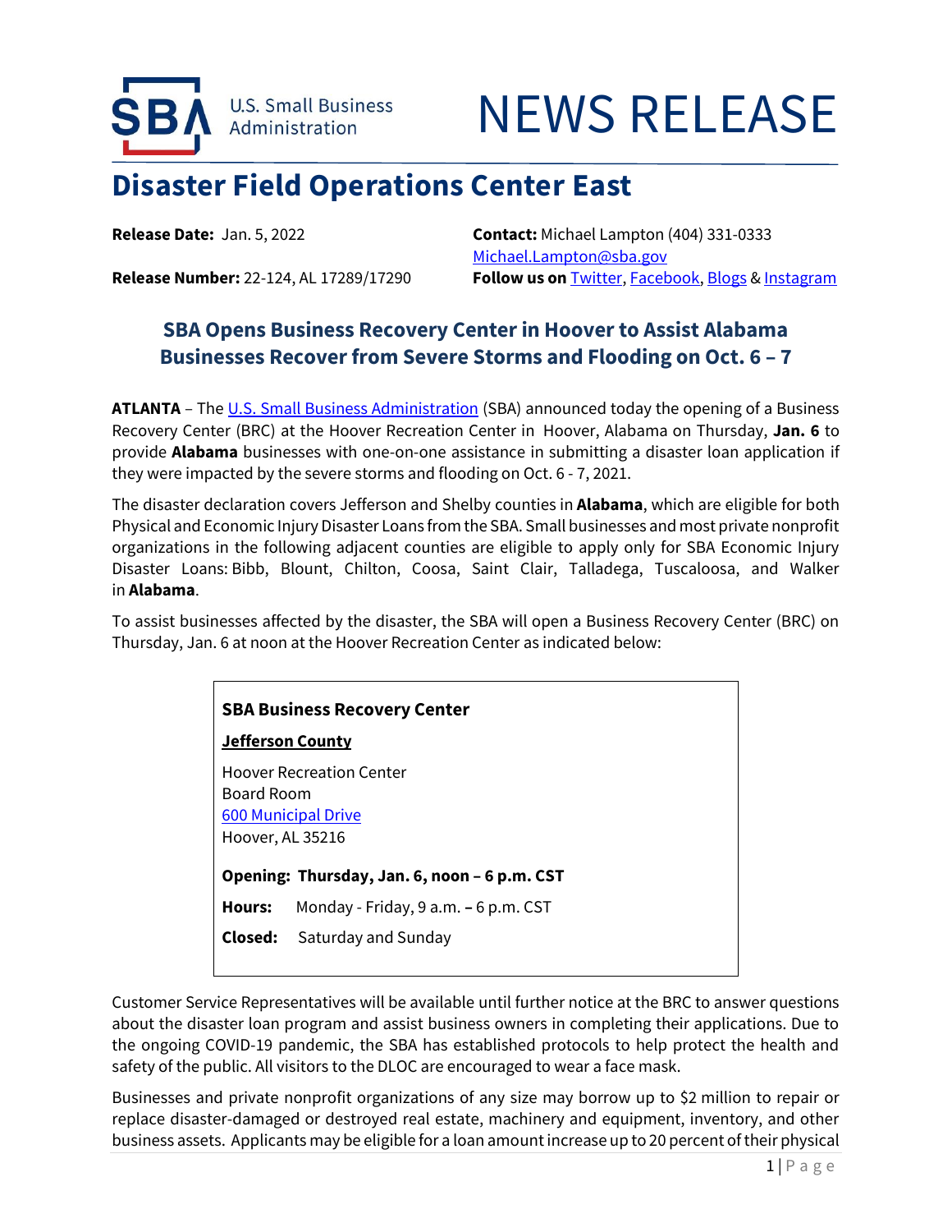# NEWS RELEASE

## Disaster Field Operations Center East

**Release Date:** Jan. 5, 2022

**Release Number:** 22-124, AL 17289/17290

**Contact:** Michael Lampton (404) 331-0333
Michael.Lampton@sba.gov

**Follow us on** Twitter, Facebook, Blogs & Instagram

### SBA Opens Business Recovery Center in Hoover to Assist Alabama Businesses Recover from Severe Storms and Flooding on Oct. 6 – 7

**ATLANTA** – The U.S. Small Business Administration (SBA) announced today the opening of a Business Recovery Center (BRC) at the Hoover Recreation Center in Hoover, Alabama on Thursday, **Jan. 6** to provide **Alabama** businesses with one-on-one assistance in submitting a disaster loan application if they were impacted by the severe storms and flooding on Oct. 6 - 7, 2021.

The disaster declaration covers Jefferson and Shelby counties in **Alabama**, which are eligible for both Physical and Economic Injury Disaster Loans from the SBA. Small businesses and most private nonprofit organizations in the following adjacent counties are eligible to apply only for SBA Economic Injury Disaster Loans: Bibb, Blount, Chilton, Coosa, Saint Clair, Talladega, Tuscaloosa, and Walker in **Alabama**.

To assist businesses affected by the disaster, the SBA will open a Business Recovery Center (BRC) on Thursday, Jan. 6 at noon at the Hoover Recreation Center as indicated below:

**SBA Business Recovery Center**

**Jefferson County**

Hoover Recreation Center
Board Room
600 Municipal Drive
Hoover, AL 35216

**Opening: Thursday, Jan. 6, noon – 6 p.m. CST**

**Hours:** Monday - Friday, 9 a.m. – 6 p.m. CST

**Closed:** Saturday and Sunday

Customer Service Representatives will be available until further notice at the BRC to answer questions about the disaster loan program and assist business owners in completing their applications. Due to the ongoing COVID-19 pandemic, the SBA has established protocols to help protect the health and safety of the public. All visitors to the DLOC are encouraged to wear a face mask.

Businesses and private nonprofit organizations of any size may borrow up to $2 million to repair or replace disaster-damaged or destroyed real estate, machinery and equipment, inventory, and other business assets. Applicants may be eligible for a loan amount increase up to 20 percent of their physical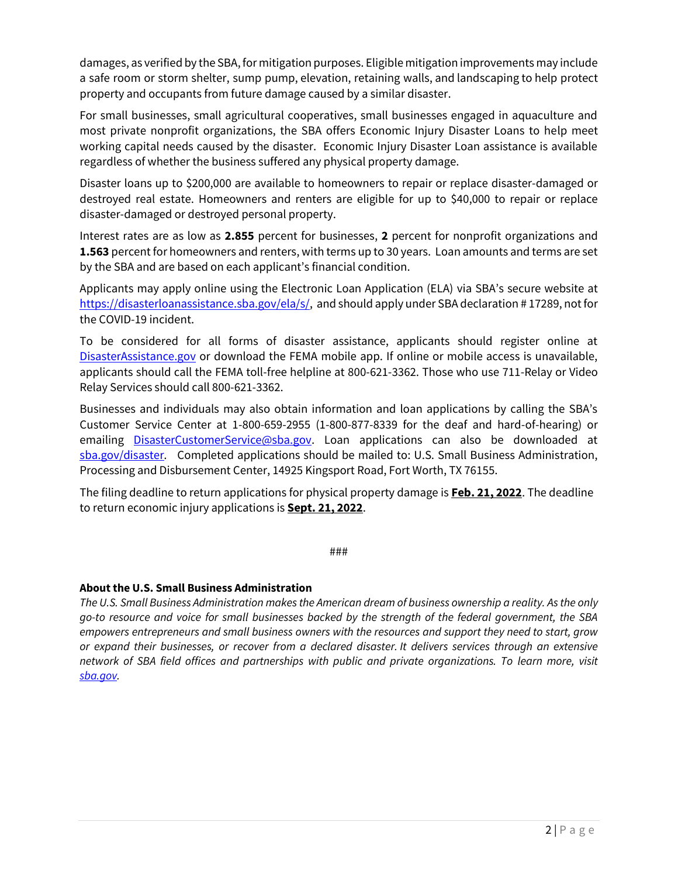damages, as verified by the SBA, for mitigation purposes. Eligible mitigation improvements may include a safe room or storm shelter, sump pump, elevation, retaining walls, and landscaping to help protect property and occupants from future damage caused by a similar disaster.

For small businesses, small agricultural cooperatives, small businesses engaged in aquaculture and most private nonprofit organizations, the SBA offers Economic Injury Disaster Loans to help meet working capital needs caused by the disaster. Economic Injury Disaster Loan assistance is available regardless of whether the business suffered any physical property damage.

Disaster loans up to $200,000 are available to homeowners to repair or replace disaster-damaged or destroyed real estate. Homeowners and renters are eligible for up to $40,000 to repair or replace disaster-damaged or destroyed personal property.

Interest rates are as low as **2.855** percent for businesses, **2** percent for nonprofit organizations and **1.563** percent for homeowners and renters, with terms up to 30 years. Loan amounts and terms are set by the SBA and are based on each applicant's financial condition.

Applicants may apply online using the Electronic Loan Application (ELA) via SBA's secure website at [https://disasterloanassistance.sba.gov/ela/s/](https://disasterloanassistance.sba.gov/ela/s/), and should apply under SBA declaration # 17289, not for the COVID-19 incident.

To be considered for all forms of disaster assistance, applicants should register online at [DisasterAssistance.gov](https://DisasterAssistance.gov) or download the FEMA mobile app. If online or mobile access is unavailable, applicants should call the FEMA toll-free helpline at 800-621-3362. Those who use 711-Relay or Video Relay Services should call 800-621-3362.

Businesses and individuals may also obtain information and loan applications by calling the SBA's Customer Service Center at 1-800-659-2955 (1-800-877-8339 for the deaf and hard-of-hearing) or emailing [DisasterCustomerService@sba.gov](mailto:DisasterCustomerService@sba.gov). Loan applications can also be downloaded at [sba.gov/disaster](https://sba.gov/disaster). Completed applications should be mailed to: U.S. Small Business Administration, Processing and Disbursement Center, 14925 Kingsport Road, Fort Worth, TX 76155.

The filing deadline to return applications for physical property damage is **Feb. 21, 2022**. The deadline to return economic injury applications is **Sept. 21, 2022**.

###

**About the U.S. Small Business Administration**
*The U.S. Small Business Administration makes the American dream of business ownership a reality. As the only go-to resource and voice for small businesses backed by the strength of the federal government, the SBA empowers entrepreneurs and small business owners with the resources and support they need to start, grow or expand their businesses, or recover from a declared disaster. It delivers services through an extensive network of SBA field offices and partnerships with public and private organizations. To learn more, visit [sba.gov](https://sba.gov).*